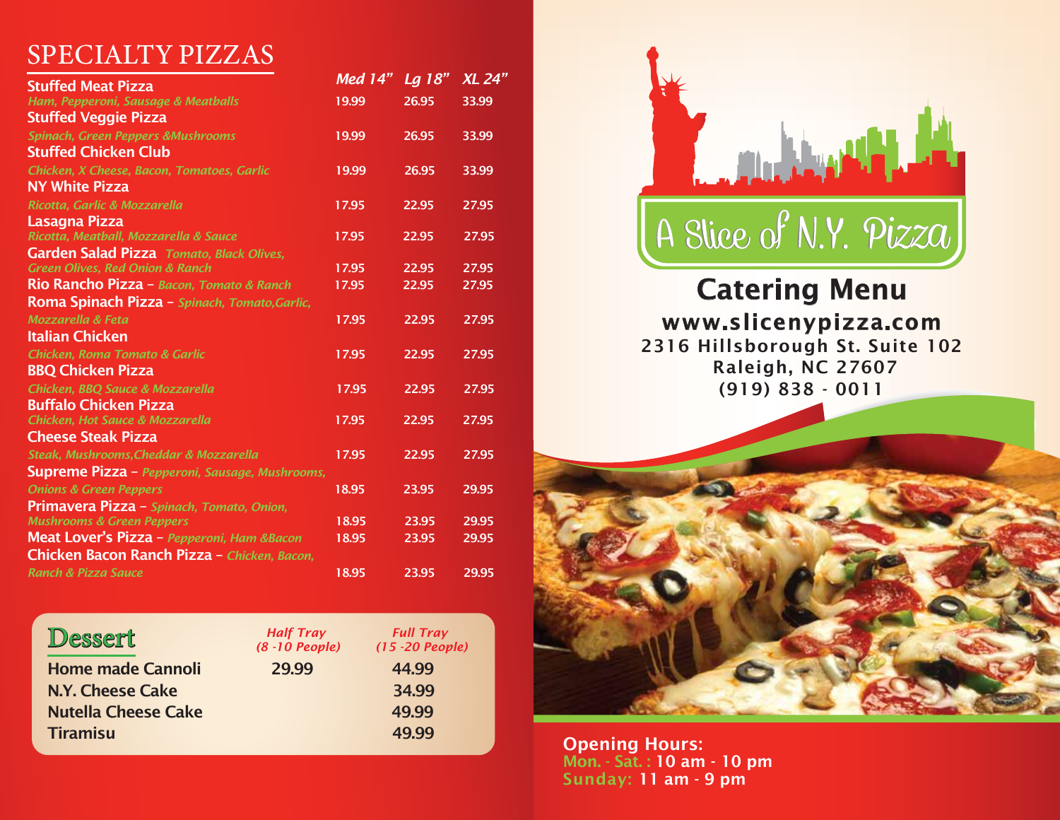# SPECIALTY PIZZAS

| | Med 14" | Lg 18" | XL 24" |
|---|---|---|---|
| **Stuffed Meat Pizza** *Ham, Pepperoni, Sausage & Meatballs* | 19.99 | 26.95 | 33.99 |
| **Stuffed Veggie Pizza** *Spinach, Green Peppers &Mushrooms* | 19.99 | 26.95 | 33.99 |
| **Stuffed Chicken Club** *Chicken, X Cheese, Bacon, Tomatoes, Garlic* | 19.99 | 26.95 | 33.99 |
| **NY White Pizza** *Ricotta, Garlic & Mozzarella* | 17.95 | 22.95 | 27.95 |
| **Lasagna Pizza** *Ricotta, Meatball, Mozzarella & Sauce* | 17.95 | 22.95 | 27.95 |
| **Garden Salad Pizza** *Tomato, Black Olives, Green Olives, Red Onion & Ranch* | 17.95 | 22.95 | 27.95 |
| **Rio Rancho Pizza** – *Bacon, Tomato & Ranch* | 17.95 | 22.95 | 27.95 |
| **Roma Spinach Pizza** – *Spinach, Tomato,Garlic, Mozzarella & Feta* | 17.95 | 22.95 | 27.95 |
| **Italian Chicken** *Chicken, Roma Tomato & Garlic* | 17.95 | 22.95 | 27.95 |
| **BBQ Chicken Pizza** *Chicken, BBQ Sauce & Mozzarella* | 17.95 | 22.95 | 27.95 |
| **Buffalo Chicken Pizza** *Chicken, Hot Sauce & Mozzarella* | 17.95 | 22.95 | 27.95 |
| **Cheese Steak Pizza** *Steak, Mushrooms,Cheddar & Mozzarella* | 17.95 | 22.95 | 27.95 |
| **Supreme Pizza** – *Pepperoni, Sausage, Mushrooms, Onions & Green Peppers* | 18.95 | 23.95 | 29.95 |
| **Primavera Pizza** – *Spinach, Tomato, Onion, Mushrooms & Green Peppers* | 18.95 | 23.95 | 29.95 |
| **Meat Lover's Pizza** – *Pepperoni, Ham &Bacon* | 18.95 | 23.95 | 29.95 |
| **Chicken Bacon Ranch Pizza** – *Chicken, Bacon, Ranch & Pizza Sauce* | 18.95 | 23.95 | 29.95 |

## Dessert

| | Half Tray (8 -10 People) | Full Tray (15 -20 People) |
|---|---|---|
| Home made Cannoli | 29.99 | 44.99 |
| N.Y. Cheese Cake | | 34.99 |
| Nutella Cheese Cake | | 49.99 |
| Tiramisu | | 49.99 |

# A Slice of N.Y. Pizza

## Catering Menu

**www.slicenypizza.com**
2316 Hillsborough St. Suite 102
Raleigh, NC 27607
(919) 838 - 0011

**Opening Hours:**
Mon. - Sat. : 10 am - 10 pm
Sunday: 11 am - 9 pm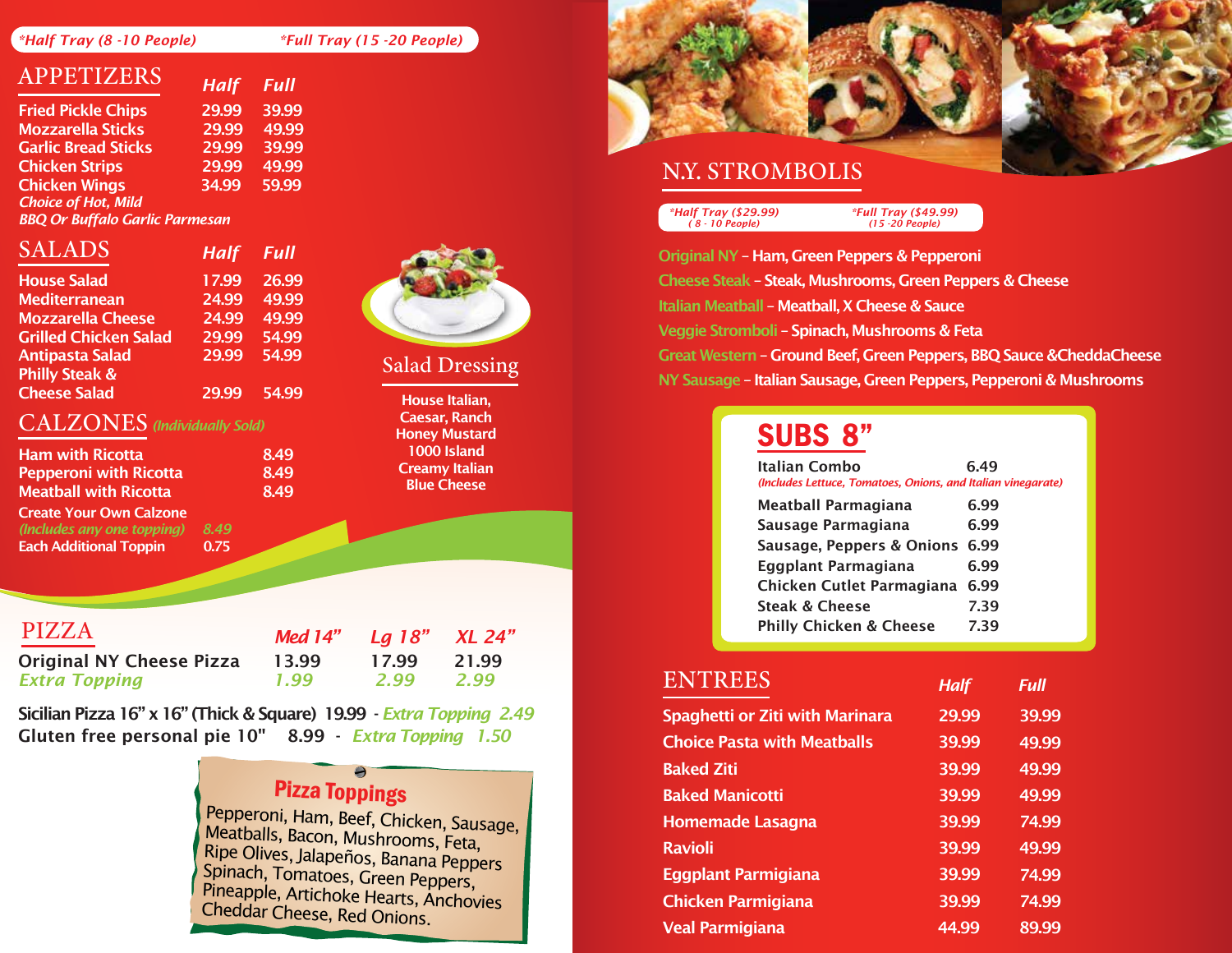*Half Tray (8 -10 People) *Full Tray (15 -20 People)

## APPETIZERS

| | Half | Full |
|---|---|---|
| Fried Pickle Chips | 29.99 | 39.99 |
| Mozzarella Sticks | 29.99 | 49.99 |
| Garlic Bread Sticks | 29.99 | 39.99 |
| Chicken Strips | 29.99 | 49.99 |
| Chicken Wings | 34.99 | 59.99 |

*Choice of Hot, Mild BBQ Or Buffalo Garlic Parmesan*

## SALADS

| | Half | Full |
|---|---|---|
| House Salad | 17.99 | 26.99 |
| Mediterranean | 24.99 | 49.99 |
| Mozzarella Cheese | 24.99 | 49.99 |
| Grilled Chicken Salad | 29.99 | 54.99 |
| Antipasta Salad | 29.99 | 54.99 |
| Philly Steak & Cheese Salad | 29.99 | 54.99 |

## Salad Dressing

House Italian,
Caesar, Ranch
Honey Mustard
1000 Island
Creamy Italian
Blue Cheese

## CALZONES *(Individually Sold)*

| | |
|---|---|
| Ham with Ricotta | 8.49 |
| Pepperoni with Ricotta | 8.49 |
| Meatball with Ricotta | 8.49 |

Create Your Own Calzone
*(Includes any one topping)* *8.49*
Each Additional Toppin 0.75

## PIZZA

| | Med 14" | Lg 18" | XL 24" |
|---|---|---|---|
| Original NY Cheese Pizza | 13.99 | 17.99 | 21.99 |
| *Extra Topping* | *1.99* | *2.99* | *2.99* |

Sicilian Pizza 16" x 16" (Thick & Square) 19.99 - *Extra Topping 2.49*
Gluten free personal pie 10" 8.99 - *Extra Topping 1.50*

### Pizza Toppings

Pepperoni, Ham, Beef, Chicken, Sausage, Meatballs, Bacon, Mushrooms, Feta, Ripe Olives, Jalapeños, Banana Peppers Spinach, Tomatoes, Green Peppers, Pineapple, Artichoke Hearts, Anchovies Cheddar Cheese, Red Onions.

## N.Y. STROMBOLIS

*Half Tray ($29.99) (8 - 10 People) *Full Tray ($49.99) (15 -20 People)

- Original NY – Ham, Green Peppers & Pepperoni
- Cheese Steak – Steak, Mushrooms, Green Peppers & Cheese
- Italian Meatball – Meatball, X Cheese & Sauce
- Veggie Stromboli – Spinach, Mushrooms & Feta
- Great Western – Ground Beef, Green Peppers, BBQ Sauce &CheddaCheese
- NY Sausage – Italian Sausage, Green Peppers, Pepperoni & Mushrooms

## SUBS 8"

| | |
|---|---|
| Italian Combo *(Includes Lettuce, Tomatoes, Onions, and Italian vinegarate)* | 6.49 |
| Meatball Parmagiana | 6.99 |
| Sausage Parmagiana | 6.99 |
| Sausage, Peppers & Onions | 6.99 |
| Eggplant Parmagiana | 6.99 |
| Chicken Cutlet Parmagiana | 6.99 |
| Steak & Cheese | 7.39 |
| Philly Chicken & Cheese | 7.39 |

## ENTREES

| | Half | Full |
|---|---|---|
| Spaghetti or Ziti with Marinara | 29.99 | 39.99 |
| Choice Pasta with Meatballs | 39.99 | 49.99 |
| Baked Ziti | 39.99 | 49.99 |
| Baked Manicotti | 39.99 | 49.99 |
| Homemade Lasagna | 39.99 | 74.99 |
| Ravioli | 39.99 | 49.99 |
| Eggplant Parmigiana | 39.99 | 74.99 |
| Chicken Parmigiana | 39.99 | 74.99 |
| Veal Parmigiana | 44.99 | 89.99 |